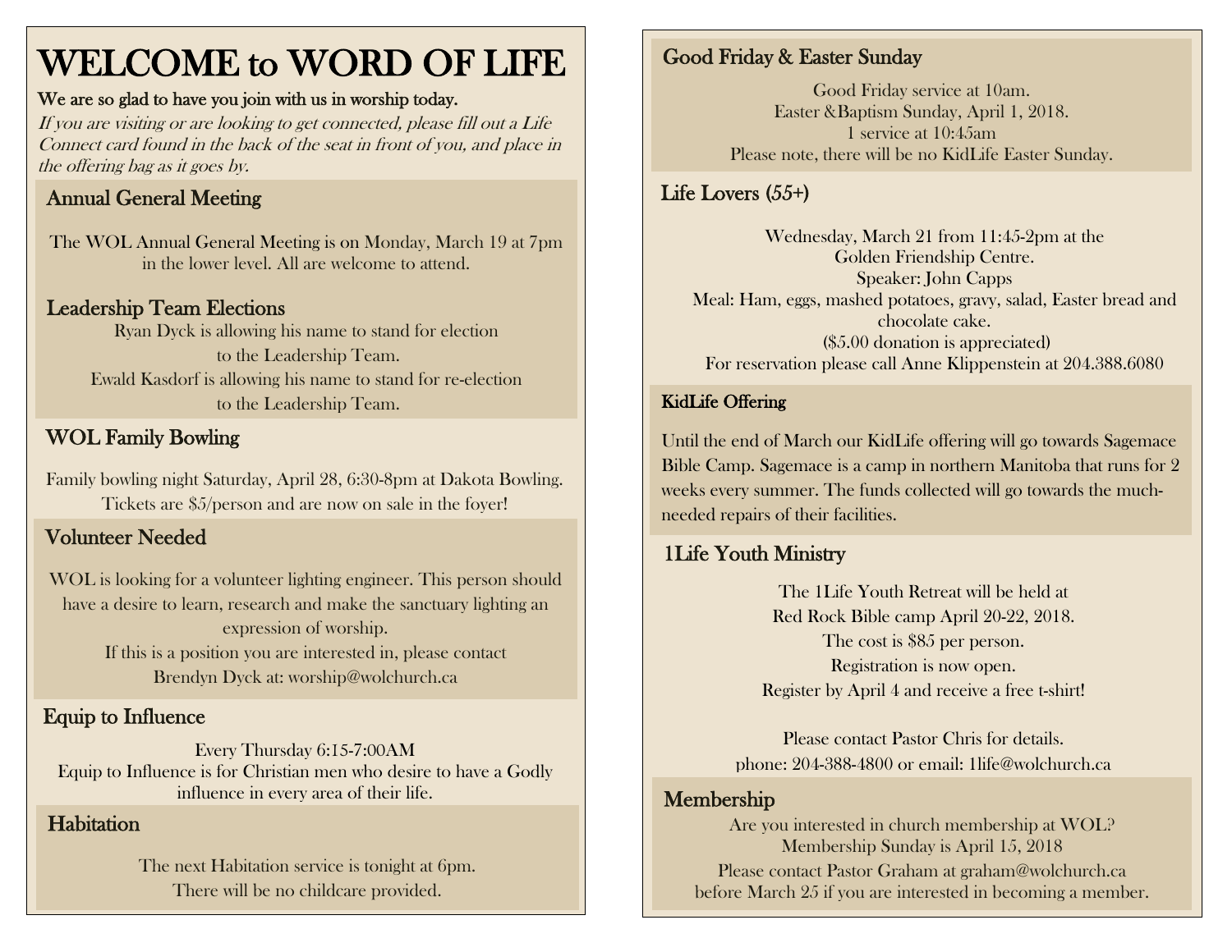# WELCOME to WORD OF LIFE

**We are so glad to have you join with us in worship today.**

*If you are visiting or are looking to get connected, please fill out a Life Connect card found in the back of the seat in front of you, and place in the offering bag as it goes by.*

## Annual General Meeting

The WOL Annual General Meeting is on Monday, March 19 at 7pm in the lower level. All are welcome to attend.

## Leadership Team Elections

Ryan Dyck is allowing his name to stand for election to the Leadership Team.
Ewald Kasdorf is allowing his name to stand for re-election to the Leadership Team.

## WOL Family Bowling

Family bowling night Saturday, April 28, 6:30-8pm at Dakota Bowling.
Tickets are $5/person and are now on sale in the foyer!

## Volunteer Needed

WOL is looking for a volunteer lighting engineer. This person should have a desire to learn, research and make the sanctuary lighting an expression of worship.
If this is a position you are interested in, please contact Brendyn Dyck at: worship@wolchurch.ca

## Equip to Influence

Every Thursday 6:15-7:00AM
Equip to Influence is for Christian men who desire to have a Godly influence in every area of their life.

## Habitation

The next Habitation service is tonight at 6pm.
There will be no childcare provided.

## Good Friday & Easter Sunday

Good Friday service at 10am.
Easter &Baptism Sunday, April 1, 2018.
1 service at 10:45am
Please note, there will be no KidLife Easter Sunday.

## Life Lovers (55+)

Wednesday, March 21 from 11:45-2pm at the Golden Friendship Centre.
Speaker: John Capps
Meal: Ham, eggs, mashed potatoes, gravy, salad, Easter bread and chocolate cake.
($5.00 donation is appreciated)
For reservation please call Anne Klippenstein at 204.388.6080

## KidLife Offering

Until the end of March our KidLife offering will go towards Sagemace Bible Camp. Sagemace is a camp in northern Manitoba that runs for 2 weeks every summer. The funds collected will go towards the much-needed repairs of their facilities.

## 1Life Youth Ministry

The 1Life Youth Retreat will be held at Red Rock Bible camp April 20-22, 2018.
The cost is $85 per person.
Registration is now open.
Register by April 4 and receive a free t-shirt!

Please contact Pastor Chris for details.
phone: 204-388-4800 or email: 1life@wolchurch.ca

## Membership

Are you interested in church membership at WOL?
Membership Sunday is April 15, 2018
Please contact Pastor Graham at graham@wolchurch.ca before March 25 if you are interested in becoming a member.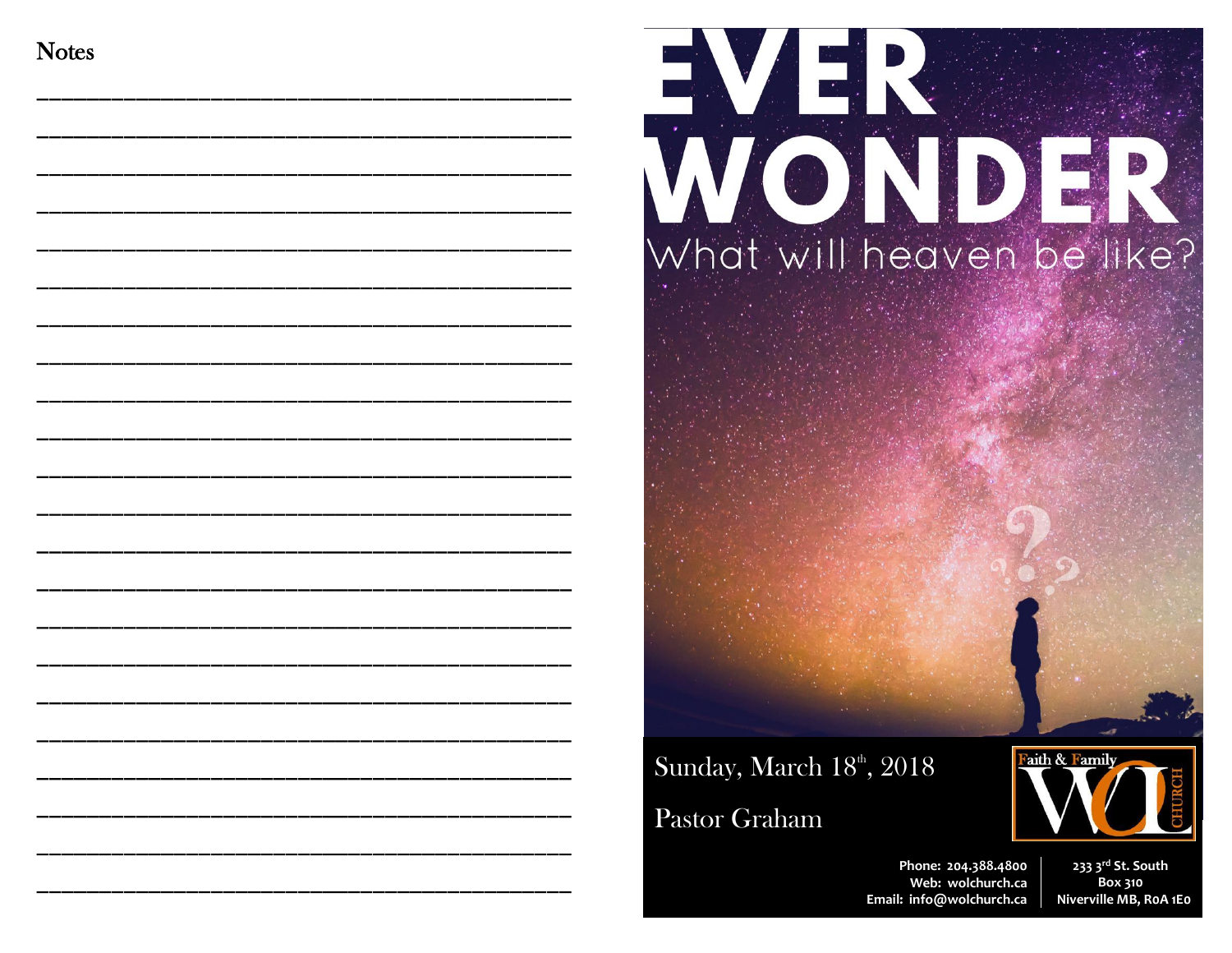Notes

______________________________________________

______________________________________________

______________________________________________

______________________________________________

______________________________________________

______________________________________________

______________________________________________

______________________________________________

______________________________________________

______________________________________________

______________________________________________

______________________________________________

______________________________________________

______________________________________________

______________________________________________

______________________________________________

______________________________________________

______________________________________________

______________________________________________

______________________________________________

______________________________________________

______________________________________________

# EVER WONDER

## What will heaven be like?

Sunday, March 18th, 2018

Pastor Graham

Faith & Family WOL CHURCH

Phone: 204.388.4800
Web: wolchurch.ca
Email: info@wolchurch.ca

233 3rd St. South
Box 310
Niverville MB, R0A 1E0